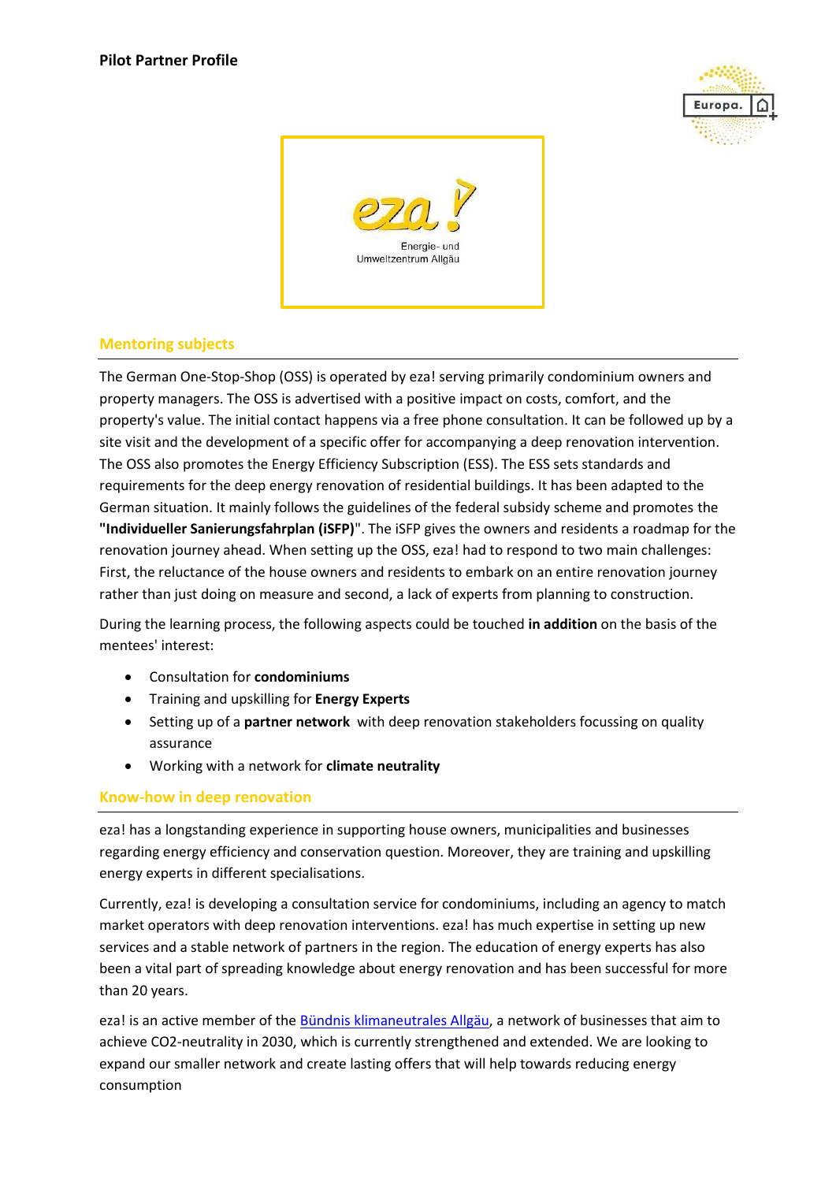**Pilot Partner Profile**

eza!

Energie- und Umweltzentrum Allgäu

## Mentoring subjects

The German One-Stop-Shop (OSS) is operated by eza! serving primarily condominium owners and property managers. The OSS is advertised with a positive impact on costs, comfort, and the property's value. The initial contact happens via a free phone consultation. It can be followed up by a site visit and the development of a specific offer for accompanying a deep renovation intervention. The OSS also promotes the Energy Efficiency Subscription (ESS). The ESS sets standards and requirements for the deep energy renovation of residential buildings. It has been adapted to the German situation. It mainly follows the guidelines of the federal subsidy scheme and promotes the **"Individueller Sanierungsfahrplan (iSFP)**". The iSFP gives the owners and residents a roadmap for the renovation journey ahead. When setting up the OSS, eza! had to respond to two main challenges: First, the reluctance of the house owners and residents to embark on an entire renovation journey rather than just doing on measure and second, a lack of experts from planning to construction.

During the learning process, the following aspects could be touched **in addition** on the basis of the mentees' interest:

- Consultation for **condominiums**
- Training and upskilling for **Energy Experts**
- Setting up of a **partner network** with deep renovation stakeholders focussing on quality assurance
- Working with a network for **climate neutrality**

## Know-how in deep renovation

eza! has a longstanding experience in supporting house owners, municipalities and businesses regarding energy efficiency and conservation question. Moreover, they are training and upskilling energy experts in different specialisations.

Currently, eza! is developing a consultation service for condominiums, including an agency to match market operators with deep renovation interventions. eza! has much expertise in setting up new services and a stable network of partners in the region. The education of energy experts has also been a vital part of spreading knowledge about energy renovation and has been successful for more than 20 years.

eza! is an active member of the Bündnis klimaneutrales Allgäu, a network of businesses that aim to achieve $CO_2$-neutrality in 2030, which is currently strengthened and extended. We are looking to expand our smaller network and create lasting offers that will help towards reducing energy consumption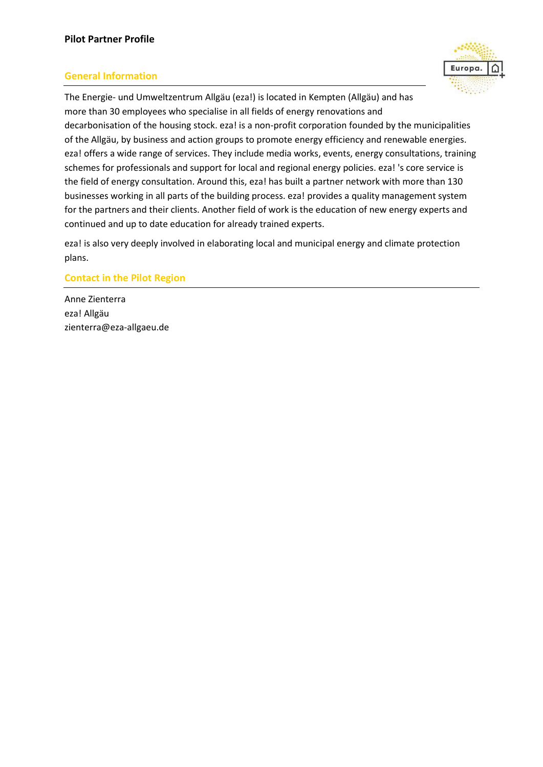**Pilot Partner Profile**

## General Information

The Energie- und Umweltzentrum Allgäu (eza!) is located in Kempten (Allgäu) and has more than 30 employees who specialise in all fields of energy renovations and decarbonisation of the housing stock. eza! is a non-profit corporation founded by the municipalities of the Allgäu, by business and action groups to promote energy efficiency and renewable energies. eza! offers a wide range of services. They include media works, events, energy consultations, training schemes for professionals and support for local and regional energy policies. eza! 's core service is the field of energy consultation. Around this, eza! has built a partner network with more than 130 businesses working in all parts of the building process. eza! provides a quality management system for the partners and their clients. Another field of work is the education of new energy experts and continued and up to date education for already trained experts.

eza! is also very deeply involved in elaborating local and municipal energy and climate protection plans.

## Contact in the Pilot Region

Anne Zienterra
eza! Allgäu
zienterra@eza-allgaeu.de